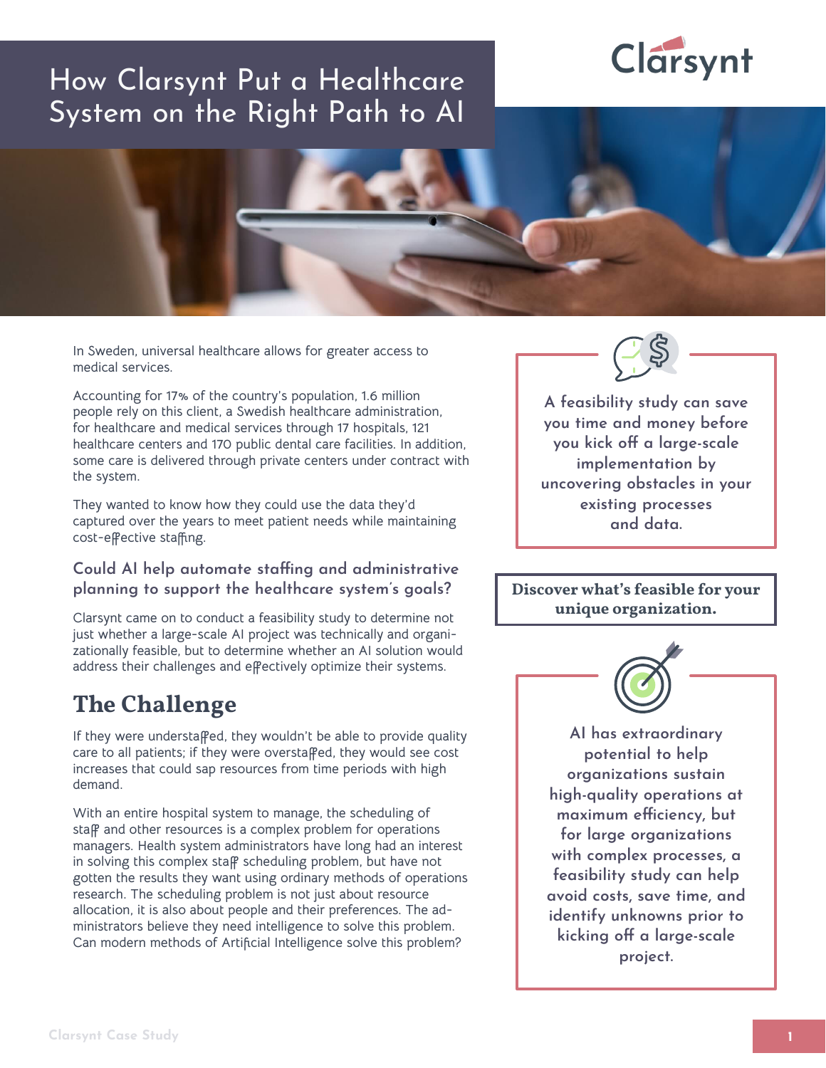# How Clarsynt Put a Healthcare System on the Right Path to AI

In Sweden, universal healthcare allows for greater access to medical services.

Accounting for 17% of the country's population, 1.6 million people rely on this client, a Swedish healthcare administration, for healthcare and medical services through 17 hospitals, 121 healthcare centers and 170 public dental care facilities. In addition, some care is delivered through private centers under contract with the system.

They wanted to know how they could use the data they'd captured over the years to meet patient needs while maintaining cost-effective staffing.

### Could AI help automate staffing and administrative planning to support the healthcare system's goals?

Clarsynt came on to conduct a feasibility study to determine not just whether a large-scale AI project was technically and organizationally feasible, but to determine whether an AI solution would address their challenges and effectively optimize their systems.

## The Challenge

If they were understaffed, they wouldn't be able to provide quality care to all patients; if they were overstaffed, they would see cost increases that could sap resources from time periods with high demand.

With an entire hospital system to manage, the scheduling of staff and other resources is a complex problem for operations managers. Health system administrators have long had an interest in solving this complex staff scheduling problem, but have not gotten the results they want using ordinary methods of operations research. The scheduling problem is not just about resource allocation, it is also about people and their preferences. The administrators believe they need intelligence to solve this problem. Can modern methods of Artificial Intelligence solve this problem?

A feasibility study can save you time and money before you kick off a large-scale implementation by uncovering obstacles in your existing processes and data.

**Discover what's feasible for your unique organization.**

AI has extraordinary potential to help organizations sustain high-quality operations at maximum efficiency, but for large organizations with complex processes, a feasibility study can help avoid costs, save time, and identify unknowns prior to kicking off a large-scale project.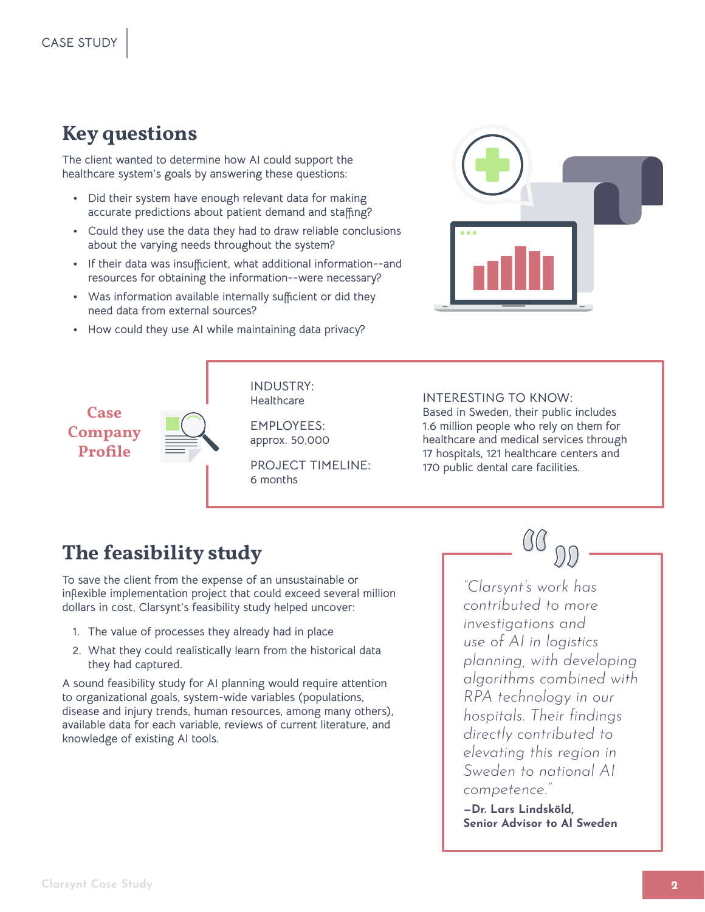## Key questions

The client wanted to determine how AI could support the healthcare system's goals by answering these questions:

- Did their system have enough relevant data for making accurate predictions about patient demand and staffing?
- Could they use the data they had to draw reliable conclusions about the varying needs throughout the system?
- If their data was insufficient, what additional information--and resources for obtaining the information--were necessary?
- Was information available internally sufficient or did they need data from external sources?
- How could they use AI while maintaining data privacy?

### Case Company Profile

INDUSTRY:
Healthcare

EMPLOYEES:
approx. 50,000

PROJECT TIMELINE:
6 months

INTERESTING TO KNOW:
Based in Sweden, their public includes 1.6 million people who rely on them for healthcare and medical services through 17 hospitals, 121 healthcare centers and 170 public dental care facilities.

## The feasibility study

To save the client from the expense of an unsustainable or inflexible implementation project that could exceed several million dollars in cost, Clarsynt's feasibility study helped uncover:

1. The value of processes they already had in place
2. What they could realistically learn from the historical data they had captured.

A sound feasibility study for AI planning would require attention to organizational goals, system-wide variables (populations, disease and injury trends, human resources, among many others), available data for each variable, reviews of current literature, and knowledge of existing AI tools.

> *"Clarsynt's work has contributed to more investigations and use of AI in logistics planning, with developing algorithms combined with RPA technology in our hospitals. Their findings directly contributed to elevating this region in Sweden to national AI competence."*
>
> **–Dr. Lars Lindsköld, Senior Advisor to AI Sweden**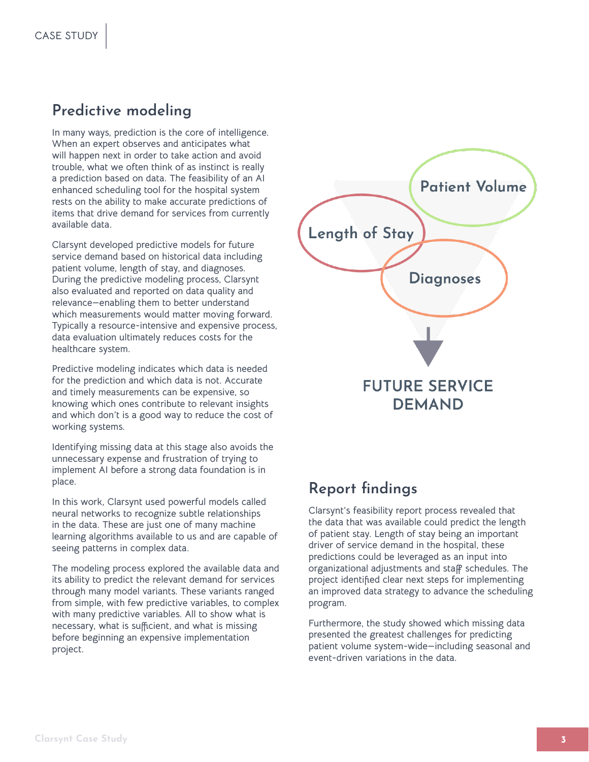## Predictive modeling

In many ways, prediction is the core of intelligence. When an expert observes and anticipates what will happen next in order to take action and avoid trouble, what we often think of as instinct is really a prediction based on data. The feasibility of an AI enhanced scheduling tool for the hospital system rests on the ability to make accurate predictions of items that drive demand for services from currently available data.

Clarsynt developed predictive models for future service demand based on historical data including patient volume, length of stay, and diagnoses. During the predictive modeling process, Clarsynt also evaluated and reported on data quality and relevance—enabling them to better understand which measurements would matter moving forward. Typically a resource-intensive and expensive process, data evaluation ultimately reduces costs for the healthcare system.

Predictive modeling indicates which data is needed for the prediction and which data is not. Accurate and timely measurements can be expensive, so knowing which ones contribute to relevant insights and which don't is a good way to reduce the cost of working systems.

Identifying missing data at this stage also avoids the unnecessary expense and frustration of trying to implement AI before a strong data foundation is in place.

In this work, Clarsynt used powerful models called neural networks to recognize subtle relationships in the data. These are just one of many machine learning algorithms available to us and are capable of seeing patterns in complex data.

The modeling process explored the available data and its ability to predict the relevant demand for services through many model variants. These variants ranged from simple, with few predictive variables, to complex with many predictive variables. All to show what is necessary, what is sufficient, and what is missing before beginning an expensive implementation project.

Patient Volume

Length of Stay

Diagnoses

FUTURE SERVICE DEMAND

## Report findings

Clarsynt's feasibility report process revealed that the data that was available could predict the length of patient stay. Length of stay being an important driver of service demand in the hospital, these predictions could be leveraged as an input into organizational adjustments and staff schedules. The project identified clear next steps for implementing an improved data strategy to advance the scheduling program.

Furthermore, the study showed which missing data presented the greatest challenges for predicting patient volume system-wide—including seasonal and event-driven variations in the data.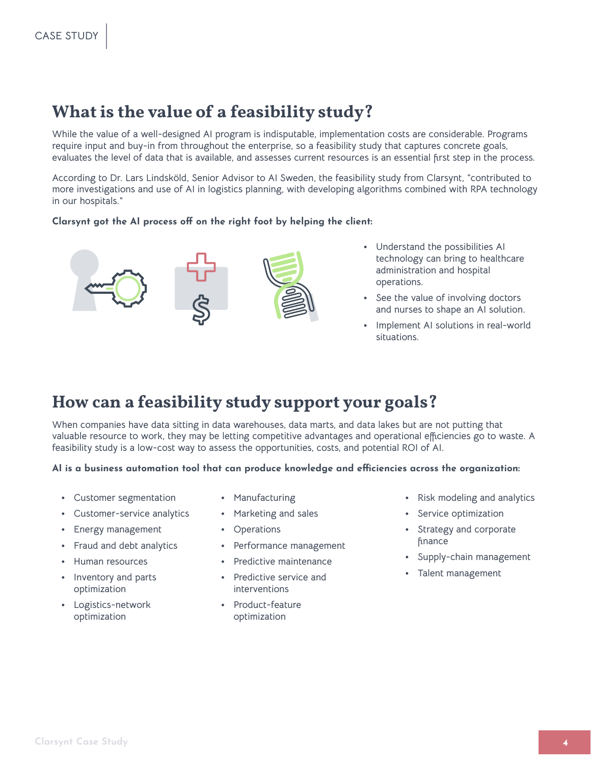## What is the value of a feasibility study?

While the value of a well-designed AI program is indisputable, implementation costs are considerable. Programs require input and buy-in from throughout the enterprise, so a feasibility study that captures concrete goals, evaluates the level of data that is available, and assesses current resources is an essential first step in the process.

According to Dr. Lars Lindsköld, Senior Advisor to AI Sweden, the feasibility study from Clarsynt, "contributed to more investigations and use of AI in logistics planning, with developing algorithms combined with RPA technology in our hospitals."

**Clarsynt got the AI process off on the right foot by helping the client:**

- Understand the possibilities AI technology can bring to healthcare administration and hospital operations.
- See the value of involving doctors and nurses to shape an AI solution.
- Implement AI solutions in real-world situations.

## How can a feasibility study support your goals?

When companies have data sitting in data warehouses, data marts, and data lakes but are not putting that valuable resource to work, they may be letting competitive advantages and operational efficiencies go to waste. A feasibility study is a low-cost way to assess the opportunities, costs, and potential ROI of AI.

**AI is a business automation tool that can produce knowledge and efficiencies across the organization:**

- Customer segmentation
- Customer-service analytics
- Energy management
- Fraud and debt analytics
- Human resources
- Inventory and parts optimization
- Logistics-network optimization
- Manufacturing
- Marketing and sales
- Operations
- Performance management
- Predictive maintenance
- Predictive service and interventions
- Product-feature optimization
- Risk modeling and analytics
- Service optimization
- Strategy and corporate finance
- Supply-chain management
- Talent management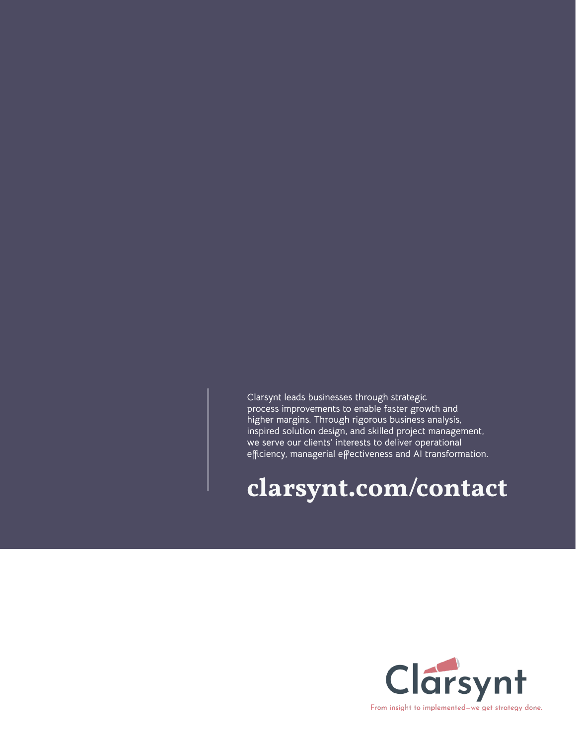Clarsynt leads businesses through strategic process improvements to enable faster growth and higher margins. Through rigorous business analysis, inspired solution design, and skilled project management, we serve our clients' interests to deliver operational efficiency, managerial effectiveness and AI transformation.

**clarsynt.com/contact**

Clarsynt

From insight to implemented—we get strategy done.